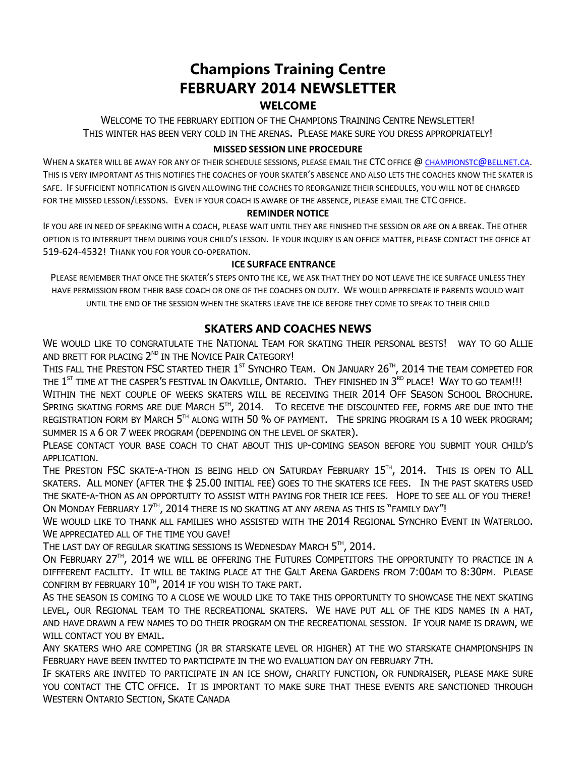# Champions Training Centre
# FEBRUARY 2014 NEWSLETTER

## WELCOME

Welcome to the February edition of the Champions Training Centre Newsletter!
This winter has been very cold in the arenas. Please make sure you dress appropriately!

### MISSED SESSION LINE PROCEDURE

When a skater will be away for any of their schedule sessions, please email the CTC office @ championstc@bellnet.ca. This is very important as this notifies the coaches of your skater's absence and also lets the coaches know the skater is safe. If sufficient notification is given allowing the coaches to reorganize their schedules, you will not be charged for the missed lesson/lessons. Even if your coach is aware of the absence, please email the CTC office.

### REMINDER NOTICE

If you are in need of speaking with a coach, please wait until they are finished the session or are on a break. The other option is to interrupt them during your child's lesson. If your inquiry is an office matter, please contact the office at 519-624-4532! Thank you for your co-operation.

### ICE SURFACE ENTRANCE

Please remember that once the skater's steps onto the ice, we ask that they do not leave the ice surface unless they have permission from their base coach or one of the coaches on duty. We would appreciate if parents would wait until the end of the session when the skaters leave the ice before they come to speak to their child

## SKATERS AND COACHES NEWS

We would like to congratulate the National Team for skating their personal bests! way to go Allie and Brett for placing 2nd in the Novice Pair Category!

This fall the Preston FSC started their 1st Synchro Team. On January 26th, 2014 the team competed for the 1st time at the casper's festival in Oakville, Ontario. They finished in 3rd place! Way to go team!!!

Within the next couple of weeks skaters will be receiving their 2014 Off Season School Brochure. Spring skating forms are due March 5th, 2014. To receive the discounted fee, forms are due into the registration form by March 5th along with 50 % of payment. The spring program is a 10 week program; summer is a 6 or 7 week program (depending on the level of skater).

Please contact your base coach to chat about this up-coming season before you submit your child's application.

The Preston FSC skate-a-thon is being held on Saturday February 15th, 2014. This is open to ALL skaters. All money (after the $ 25.00 initial fee) goes to the skaters ice fees. In the past skaters used the skate-a-thon as an opportuity to assist with paying for their ice fees. Hope to see all of you there!

On Monday February 17th, 2014 there is no skating at any arena as this is "family day"!

We would like to thank all families who assisted with the 2014 Regional Synchro Event in Waterloo. We appreciated all of the time you gave!

The last day of regular skating sessions is Wednesday March 5th, 2014.

On February 27th, 2014 we will be offering the Futures Competitors the opportunity to practice in a diffferent facility. It will be taking place at the Galt Arena Gardens from 7:00am to 8:30pm. Please confirm by February 10th, 2014 if you wish to take part.

As the season is coming to a close we would like to take this opportunity to showcase the next skating level, our Regional team to the recreational skaters. We have put all of the kids names in a hat, and have drawn a few names to do their program on the recreational session. If your name is drawn, we will contact you by email.

Any skaters who are competing (Jr Br Starskate level or higher) at the WO Starskate Championships in February have been invited to participate in the WO evaluation day on February 7th.

If skaters are invited to participate in an ice show, charity function, or fundraiser, please make sure you contact the CTC office. It is important to make sure that these events are sanctioned through Western Ontario Section, Skate Canada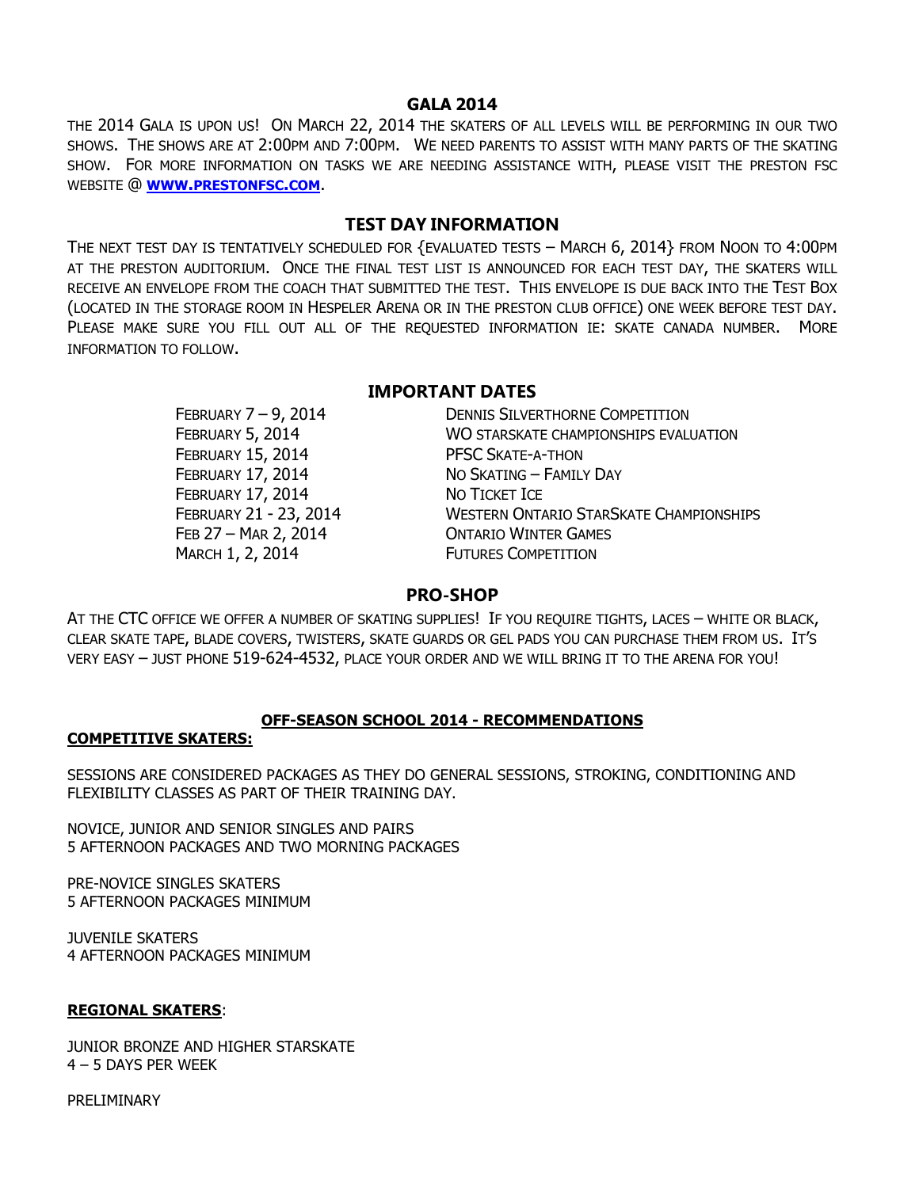## GALA 2014

THE 2014 GALA IS UPON US! ON MARCH 22, 2014 THE SKATERS OF ALL LEVELS WILL BE PERFORMING IN OUR TWO SHOWS. THE SHOWS ARE AT 2:00PM AND 7:00PM. WE NEED PARENTS TO ASSIST WITH MANY PARTS OF THE SKATING SHOW. FOR MORE INFORMATION ON TASKS WE ARE NEEDING ASSISTANCE WITH, PLEASE VISIT THE PRESTON FSC WEBSITE @ **WWW.PRESTONFSC.COM**.

## TEST DAY INFORMATION

THE NEXT TEST DAY IS TENTATIVELY SCHEDULED FOR {EVALUATED TESTS – MARCH 6, 2014} FROM NOON TO 4:00PM AT THE PRESTON AUDITORIUM. ONCE THE FINAL TEST LIST IS ANNOUNCED FOR EACH TEST DAY, THE SKATERS WILL RECEIVE AN ENVELOPE FROM THE COACH THAT SUBMITTED THE TEST. THIS ENVELOPE IS DUE BACK INTO THE TEST BOX (LOCATED IN THE STORAGE ROOM IN HESPELER ARENA OR IN THE PRESTON CLUB OFFICE) ONE WEEK BEFORE TEST DAY. PLEASE MAKE SURE YOU FILL OUT ALL OF THE REQUESTED INFORMATION IE: SKATE CANADA NUMBER. MORE INFORMATION TO FOLLOW.

## IMPORTANT DATES

| | |
|---|---|
| FEBRUARY 7 – 9, 2014 | DENNIS SILVERTHORNE COMPETITION |
| FEBRUARY 5, 2014 | WO STARSKATE CHAMPIONSHIPS EVALUATION |
| FEBRUARY 15, 2014 | PFSC SKATE-A-THON |
| FEBRUARY 17, 2014 | NO SKATING – FAMILY DAY |
| FEBRUARY 17, 2014 | NO TICKET ICE |
| FEBRUARY 21 - 23, 2014 | WESTERN ONTARIO STARSKATE CHAMPIONSHIPS |
| FEB 27 – MAR 2, 2014 | ONTARIO WINTER GAMES |
| MARCH 1, 2, 2014 | FUTURES COMPETITION |

## PRO-SHOP

AT THE CTC OFFICE WE OFFER A NUMBER OF SKATING SUPPLIES! IF YOU REQUIRE TIGHTS, LACES – WHITE OR BLACK, CLEAR SKATE TAPE, BLADE COVERS, TWISTERS, SKATE GUARDS OR GEL PADS YOU CAN PURCHASE THEM FROM US. IT'S VERY EASY – JUST PHONE 519-624-4532, PLACE YOUR ORDER AND WE WILL BRING IT TO THE ARENA FOR YOU!

## OFF-SEASON SCHOOL 2014 - RECOMMENDATIONS

**COMPETITIVE SKATERS:**

SESSIONS ARE CONSIDERED PACKAGES AS THEY DO GENERAL SESSIONS, STROKING, CONDITIONING AND FLEXIBILITY CLASSES AS PART OF THEIR TRAINING DAY.

NOVICE, JUNIOR AND SENIOR SINGLES AND PAIRS
5 AFTERNOON PACKAGES AND TWO MORNING PACKAGES

PRE-NOVICE SINGLES SKATERS
5 AFTERNOON PACKAGES MINIMUM

JUVENILE SKATERS
4 AFTERNOON PACKAGES MINIMUM

**REGIONAL SKATERS**:

JUNIOR BRONZE AND HIGHER STARSKATE
4 – 5 DAYS PER WEEK

PRELIMINARY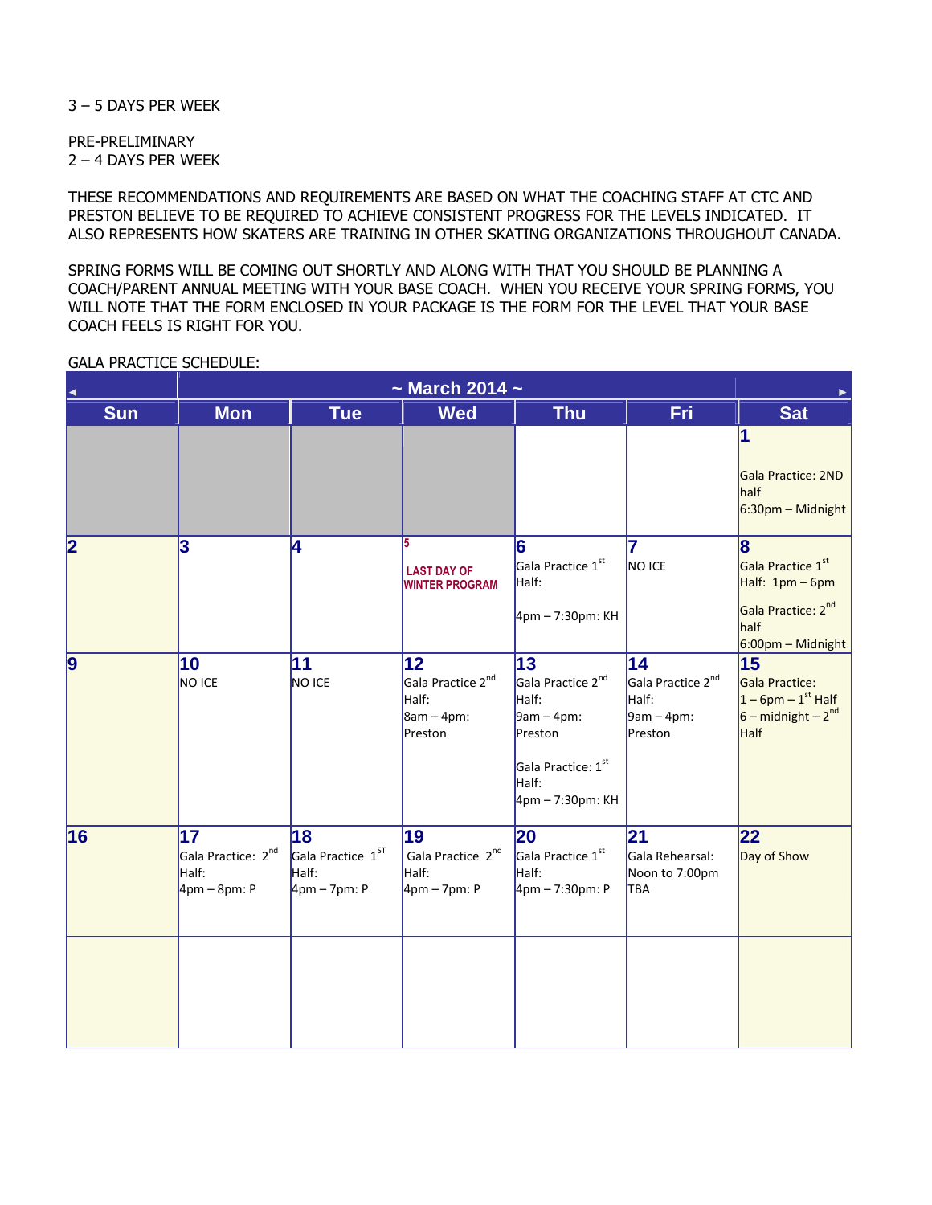3 – 5 DAYS PER WEEK

PRE-PRELIMINARY
2 – 4 DAYS PER WEEK

THESE RECOMMENDATIONS AND REQUIREMENTS ARE BASED ON WHAT THE COACHING STAFF AT CTC AND PRESTON BELIEVE TO BE REQUIRED TO ACHIEVE CONSISTENT PROGRESS FOR THE LEVELS INDICATED. IT ALSO REPRESENTS HOW SKATERS ARE TRAINING IN OTHER SKATING ORGANIZATIONS THROUGHOUT CANADA.

SPRING FORMS WILL BE COMING OUT SHORTLY AND ALONG WITH THAT YOU SHOULD BE PLANNING A COACH/PARENT ANNUAL MEETING WITH YOUR BASE COACH. WHEN YOU RECEIVE YOUR SPRING FORMS, YOU WILL NOTE THAT THE FORM ENCLOSED IN YOUR PACKAGE IS THE FORM FOR THE LEVEL THAT YOUR BASE COACH FEELS IS RIGHT FOR YOU.

GALA PRACTICE SCHEDULE:

| ◄ | ~ March 2014 ~ | | | | | ► |
|---|---|---|---|---|---|---|
| **Sun** | **Mon** | **Tue** | **Wed** | **Thu** | **Fri** | **Sat** |
| | | | | | | **1** Gala Practice: 2ND half 6:30pm – Midnight |
| **2** | **3** | **4** | 5 **LAST DAY OF WINTER PROGRAM** | **6** Gala Practice 1st Half: 4pm – 7:30pm: KH | **7** NO ICE | **8** Gala Practice 1st Half: 1pm – 6pm Gala Practice: 2nd half 6:00pm – Midnight |
| **9** | **10** NO ICE | **11** NO ICE | **12** Gala Practice 2nd Half: 8am – 4pm: Preston | **13** Gala Practice 2nd Half: 9am – 4pm: Preston Gala Practice: 1st Half: 4pm – 7:30pm: KH | **14** Gala Practice 2nd Half: 9am – 4pm: Preston | **15** Gala Practice: 1 – 6pm – 1st Half 6 – midnight – 2nd Half |
| **16** | **17** Gala Practice: 2nd Half: 4pm – 8pm: P | **18** Gala Practice 1ST Half: 4pm – 7pm: P | **19** Gala Practice 2nd Half: 4pm – 7pm: P | **20** Gala Practice 1st Half: 4pm – 7:30pm: P | **21** Gala Rehearsal: Noon to 7:00pm TBA | **22** Day of Show |
| | | | | | | |